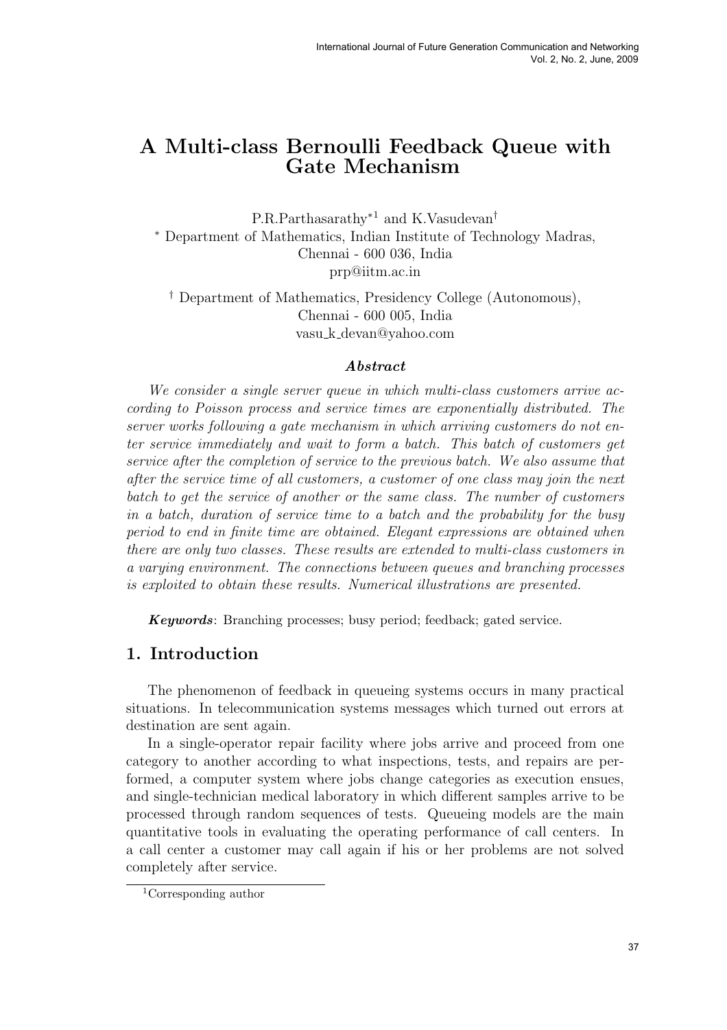# A Multi-class Bernoulli Feedback Queue with Gate Mechanism

P.R.Parthasarathy*[1] and K.Vasudevan†

* Department of Mathematics, Indian Institute of Technology Madras, Chennai - 600 036, India
prp@iitm.ac.in

† Department of Mathematics, Presidency College (Autonomous), Chennai - 600 005, India
vasu_k_devan@yahoo.com

***Abstract***

*We consider a single server queue in which multi-class customers arrive according to Poisson process and service times are exponentially distributed. The server works following a gate mechanism in which arriving customers do not enter service immediately and wait to form a batch. This batch of customers get service after the completion of service to the previous batch. We also assume that after the service time of all customers, a customer of one class may join the next batch to get the service of another or the same class. The number of customers in a batch, duration of service time to a batch and the probability for the busy period to end in finite time are obtained. Elegant expressions are obtained when there are only two classes. These results are extended to multi-class customers in a varying environment. The connections between queues and branching processes is exploited to obtain these results. Numerical illustrations are presented.*

***Keywords***: Branching processes; busy period; feedback; gated service.

## 1. Introduction

The phenomenon of feedback in queueing systems occurs in many practical situations. In telecommunication systems messages which turned out errors at destination are sent again.

In a single-operator repair facility where jobs arrive and proceed from one category to another according to what inspections, tests, and repairs are performed, a computer system where jobs change categories as execution ensues, and single-technician medical laboratory in which different samples arrive to be processed through random sequences of tests. Queueing models are the main quantitative tools in evaluating the operating performance of call centers. In a call center a customer may call again if his or her problems are not solved completely after service.

[1] Corresponding author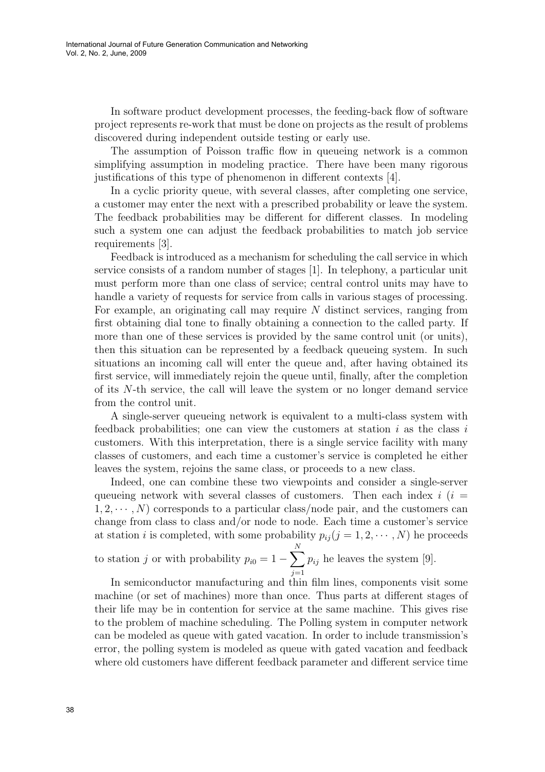In software product development processes, the feeding-back flow of software project represents re-work that must be done on projects as the result of problems discovered during independent outside testing or early use.

The assumption of Poisson traffic flow in queueing network is a common simplifying assumption in modeling practice. There have been many rigorous justifications of this type of phenomenon in different contexts [4].

In a cyclic priority queue, with several classes, after completing one service, a customer may enter the next with a prescribed probability or leave the system. The feedback probabilities may be different for different classes. In modeling such a system one can adjust the feedback probabilities to match job service requirements [3].

Feedback is introduced as a mechanism for scheduling the call service in which service consists of a random number of stages [1]. In telephony, a particular unit must perform more than one class of service; central control units may have to handle a variety of requests for service from calls in various stages of processing. For example, an originating call may require $N$ distinct services, ranging from first obtaining dial tone to finally obtaining a connection to the called party. If more than one of these services is provided by the same control unit (or units), then this situation can be represented by a feedback queueing system. In such situations an incoming call will enter the queue and, after having obtained its first service, will immediately rejoin the queue until, finally, after the completion of its $N$-th service, the call will leave the system or no longer demand service from the control unit.

A single-server queueing network is equivalent to a multi-class system with feedback probabilities; one can view the customers at station $i$ as the class $i$ customers. With this interpretation, there is a single service facility with many classes of customers, and each time a customer's service is completed he either leaves the system, rejoins the same class, or proceeds to a new class.

Indeed, one can combine these two viewpoints and consider a single-server queueing network with several classes of customers. Then each index $i$ ($i = 1, 2, \cdots, N$) corresponds to a particular class/node pair, and the customers can change from class to class and/or node to node. Each time a customer's service at station $i$ is completed, with some probability $p_{ij}(j = 1, 2, \cdots, N)$ he proceeds to station $j$ or with probability $p_{i0} = 1 - \sum_{j=1}^{N} p_{ij}$ he leaves the system [9].

In semiconductor manufacturing and thin film lines, components visit some machine (or set of machines) more than once. Thus parts at different stages of their life may be in contention for service at the same machine. This gives rise to the problem of machine scheduling. The Polling system in computer network can be modeled as queue with gated vacation. In order to include transmission's error, the polling system is modeled as queue with gated vacation and feedback where old customers have different feedback parameter and different service time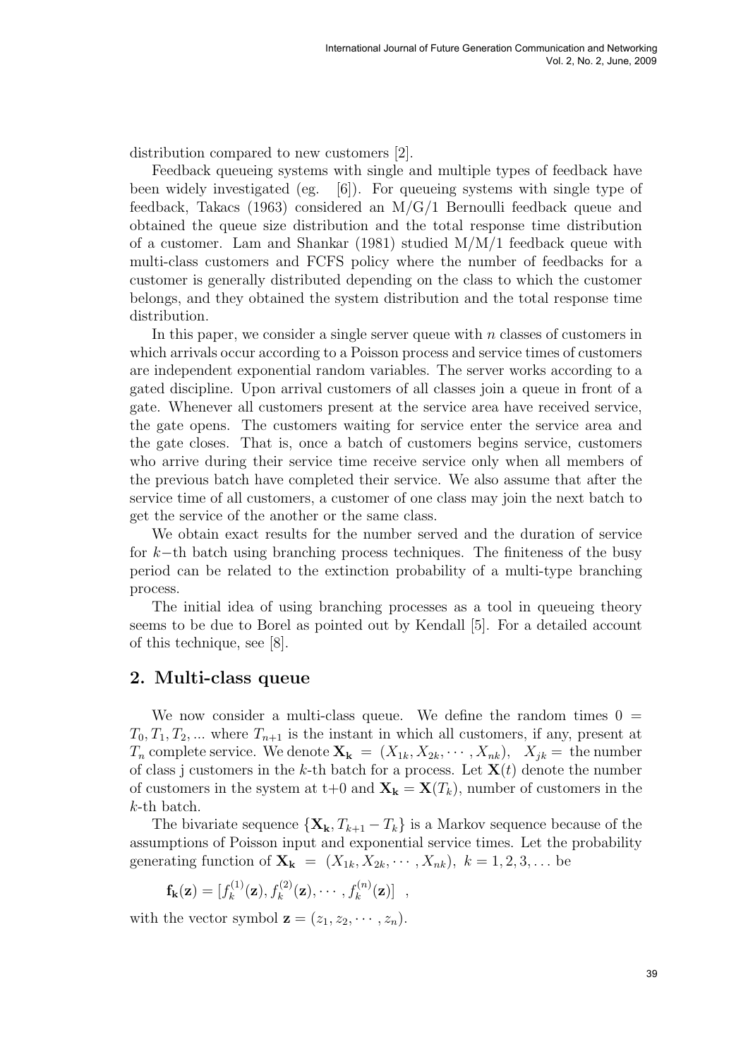distribution compared to new customers [2].

Feedback queueing systems with single and multiple types of feedback have been widely investigated (eg. [6]). For queueing systems with single type of feedback, Takacs (1963) considered an M/G/1 Bernoulli feedback queue and obtained the queue size distribution and the total response time distribution of a customer. Lam and Shankar (1981) studied M/M/1 feedback queue with multi-class customers and FCFS policy where the number of feedbacks for a customer is generally distributed depending on the class to which the customer belongs, and they obtained the system distribution and the total response time distribution.

In this paper, we consider a single server queue with $n$ classes of customers in which arrivals occur according to a Poisson process and service times of customers are independent exponential random variables. The server works according to a gated discipline. Upon arrival customers of all classes join a queue in front of a gate. Whenever all customers present at the service area have received service, the gate opens. The customers waiting for service enter the service area and the gate closes. That is, once a batch of customers begins service, customers who arrive during their service time receive service only when all members of the previous batch have completed their service. We also assume that after the service time of all customers, a customer of one class may join the next batch to get the service of the another or the same class.

We obtain exact results for the number served and the duration of service for $k-$th batch using branching process techniques. The finiteness of the busy period can be related to the extinction probability of a multi-type branching process.

The initial idea of using branching processes as a tool in queueing theory seems to be due to Borel as pointed out by Kendall [5]. For a detailed account of this technique, see [8].

## 2. Multi-class queue

We now consider a multi-class queue. We define the random times $0 = T_0, T_1, T_2, ...$ where $T_{n+1}$ is the instant in which all customers, if any, present at $T_n$ complete service. We denote $\mathbf{X_k} = (X_{1k}, X_{2k}, \cdots, X_{nk})$, $X_{jk} =$ the number of class j customers in the $k$-th batch for a process. Let $\mathbf{X}(t)$ denote the number of customers in the system at t+0 and $\mathbf{X_k} = \mathbf{X}(T_k)$, number of customers in the $k$-th batch.

The bivariate sequence $\{\mathbf{X_k}, T_{k+1} - T_k\}$ is a Markov sequence because of the assumptions of Poisson input and exponential service times. Let the probability generating function of $\mathbf{X_k} = (X_{1k}, X_{2k}, \cdots, X_{nk})$, $k = 1, 2, 3, \ldots$ be

$$\mathbf{f_k}(\mathbf{z}) = [f_k^{(1)}(\mathbf{z}), f_k^{(2)}(\mathbf{z}), \cdots, f_k^{(n)}(\mathbf{z})] \quad ,$$

with the vector symbol $\mathbf{z} = (z_1, z_2, \cdots, z_n)$.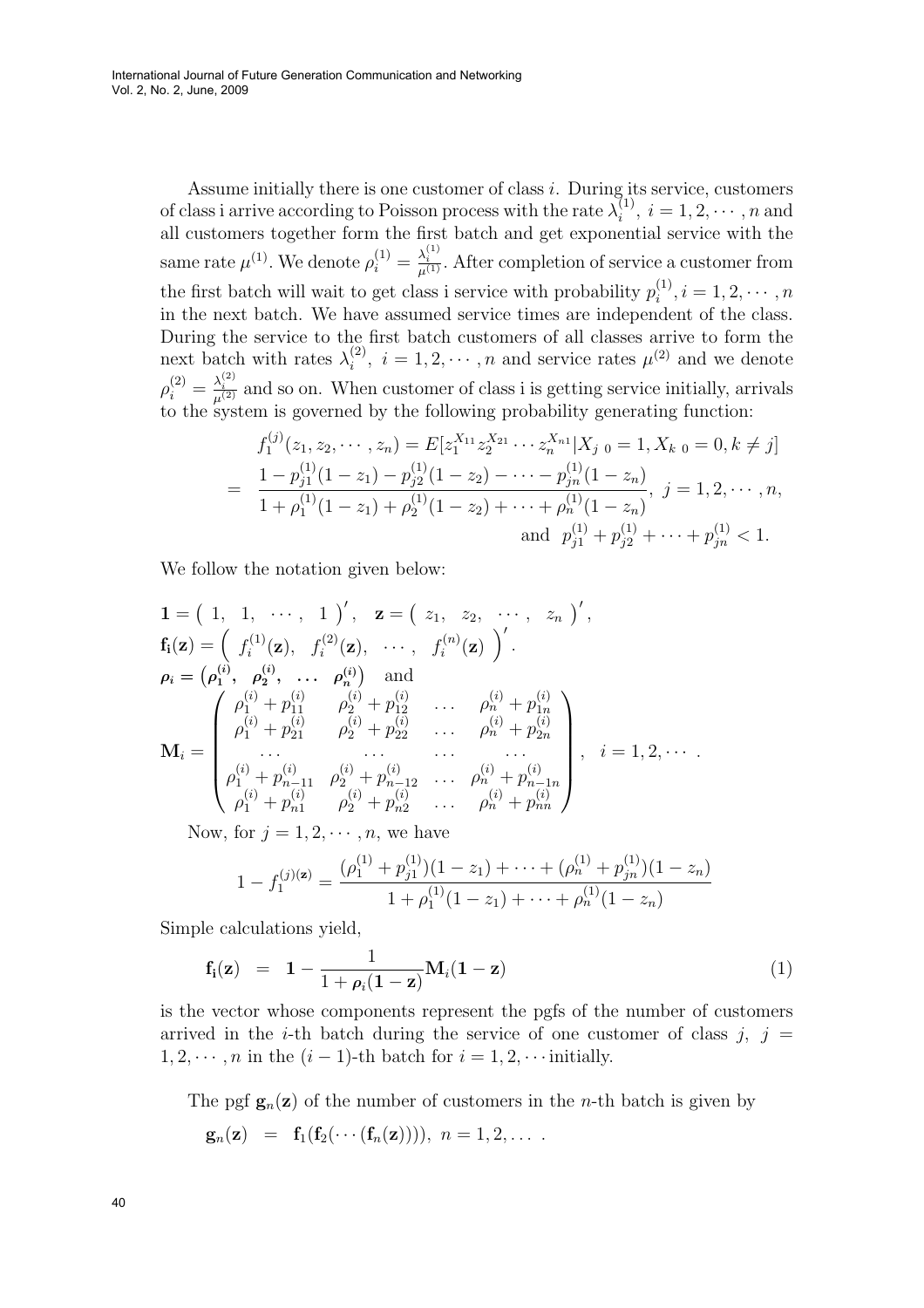Assume initially there is one customer of class $i$. During its service, customers of class i arrive according to Poisson process with the rate $\lambda_i^{(1)},\ i = 1, 2, \cdots, n$ and all customers together form the first batch and get exponential service with the same rate $\mu^{(1)}$. We denote $\rho_i^{(1)} = \frac{\lambda_i^{(1)}}{\mu^{(1)}}$. After completion of service a customer from the first batch will wait to get class i service with probability $p_i^{(1)}, i = 1, 2, \cdots, n$ in the next batch. We have assumed service times are independent of the class. During the service to the first batch customers of all classes arrive to form the next batch with rates $\lambda_i^{(2)},\ i = 1, 2, \cdots, n$ and service rates $\mu^{(2)}$ and we denote $\rho_i^{(2)} = \frac{\lambda_i^{(2)}}{\mu^{(2)}}$ and so on. When customer of class i is getting service initially, arrivals to the system is governed by the following probability generating function:

$$
\begin{aligned}
& f_1^{(j)}(z_1, z_2, \cdots, z_n) = E[z_1^{X_{11}} z_2^{X_{21}} \cdots z_n^{X_{n1}} | X_{j\ 0} = 1, X_{k\ 0} = 0, k \neq j] \\
= \; & \frac{1 - p_{j1}^{(1)}(1 - z_1) - p_{j2}^{(1)}(1 - z_2) - \cdots - p_{jn}^{(1)}(1 - z_n)}{1 + \rho_1^{(1)}(1 - z_1) + \rho_2^{(1)}(1 - z_2) + \cdots + \rho_n^{(1)}(1 - z_n)},\ j = 1, 2, \cdots, n, \\
& \text{and } \ p_{j1}^{(1)} + p_{j2}^{(1)} + \cdots + p_{jn}^{(1)} < 1.
\end{aligned}
$$

We follow the notation given below:

$$
\mathbf{1} = \begin{pmatrix} 1, & 1, & \cdots, & 1 \end{pmatrix}', \quad \mathbf{z} = \begin{pmatrix} z_1, & z_2, & \cdots, & z_n \end{pmatrix}',
$$

$$
\mathbf{f_i}(\mathbf{z}) = \begin{pmatrix} f_i^{(1)}(\mathbf{z}), & f_i^{(2)}(\mathbf{z}), & \cdots, & f_i^{(n)}(\mathbf{z}) \end{pmatrix}'.
$$

$$
\boldsymbol{\rho}_i = \begin{pmatrix} \boldsymbol{\rho}_1^{(i)}, & \boldsymbol{\rho}_2^{(i)}, & \ldots & \boldsymbol{\rho}_n^{(i)} \end{pmatrix} \quad \text{and}
$$

$$
\mathbf{M}_i = \begin{pmatrix}
\rho_1^{(i)} + p_{11}^{(i)} & \rho_2^{(i)} + p_{12}^{(i)} & \ldots & \rho_n^{(i)} + p_{1n}^{(i)} \\
\rho_1^{(i)} + p_{21}^{(i)} & \rho_2^{(i)} + p_{22}^{(i)} & \ldots & \rho_n^{(i)} + p_{2n}^{(i)} \\
\cdots & \cdots & \cdots & \cdots \\
\rho_1^{(i)} + p_{n-11}^{(i)} & \rho_2^{(i)} + p_{n-12}^{(i)} & \ldots & \rho_n^{(i)} + p_{n-1n}^{(i)} \\
\rho_1^{(i)} + p_{n1}^{(i)} & \rho_2^{(i)} + p_{n2}^{(i)} & \ldots & \rho_n^{(i)} + p_{nn}^{(i)}
\end{pmatrix}, \quad i = 1, 2, \cdots.
$$

Now, for $j = 1, 2, \cdots, n$, we have

$$
1 - f_1^{(j)(\mathbf{z})} = \frac{(\rho_1^{(1)} + p_{j1}^{(1)})(1 - z_1) + \cdots + (\rho_n^{(1)} + p_{jn}^{(1)})(1 - z_n)}{1 + \rho_1^{(1)}(1 - z_1) + \cdots + \rho_n^{(1)}(1 - z_n)}
$$

Simple calculations yield,

$$
\mathbf{f_i}(\mathbf{z}) \;\; = \;\; \mathbf{1} - \frac{1}{1 + \boldsymbol{\rho}_i(\mathbf{1} - \mathbf{z})} \mathbf{M}_i (\mathbf{1} - \mathbf{z}) \tag{1}
$$

is the vector whose components represent the pgfs of the number of customers arrived in the $i$-th batch during the service of one customer of class $j$, $j = 1, 2, \cdots, n$ in the $(i-1)$-th batch for $i = 1, 2, \cdots$ initially.

The pgf $\mathbf{g}_n(\mathbf{z})$ of the number of customers in the $n$-th batch is given by

$$
\mathbf{g}_n(\mathbf{z}) \;\; = \;\; \mathbf{f}_1(\mathbf{f}_2(\cdots(\mathbf{f}_n(\mathbf{z})))),\ n = 1, 2, \ldots .
$$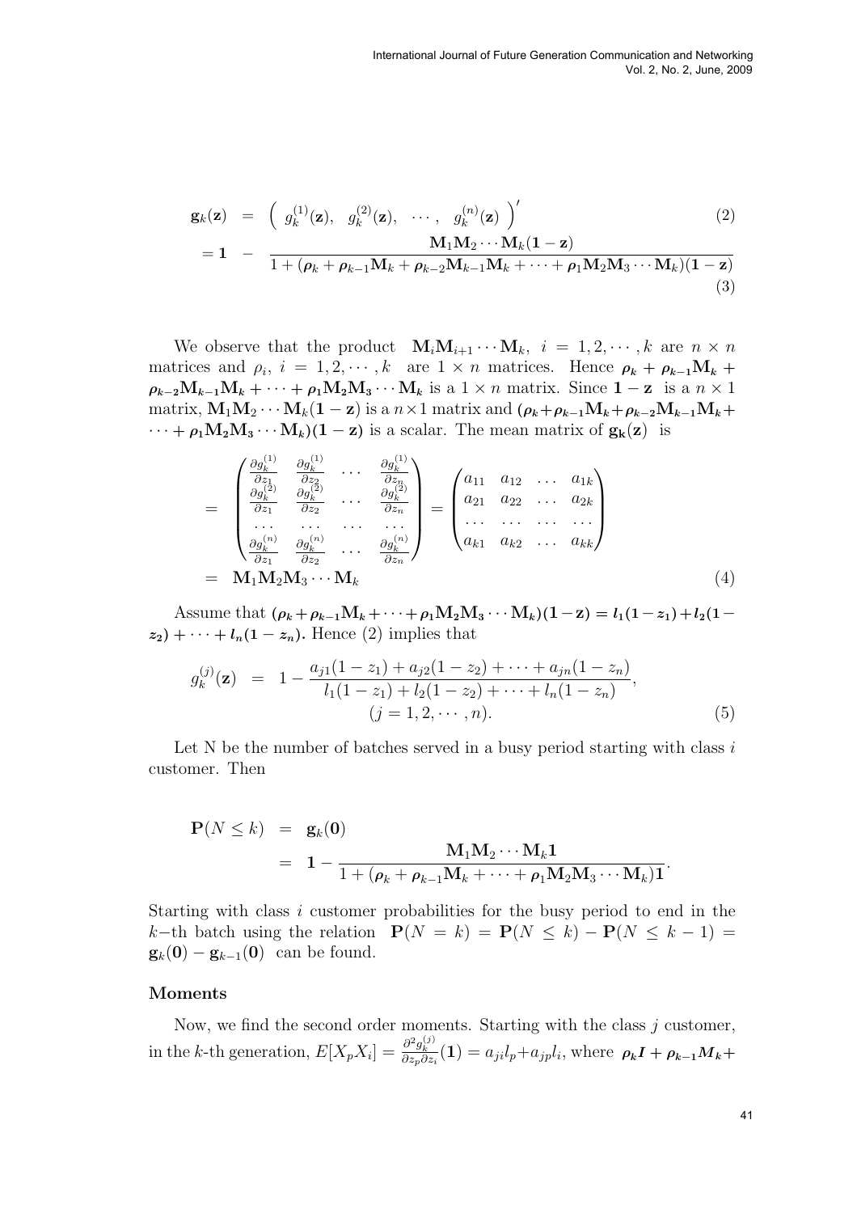$$
\begin{aligned}
\mathbf{g}_k(\mathbf{z}) &= \begin{pmatrix} g_k^{(1)}(\mathbf{z}), & g_k^{(2)}(\mathbf{z}), & \cdots, & g_k^{(n)}(\mathbf{z}) \end{pmatrix}' & (2)\\
&= \mathbf{1} - \frac{\mathbf{M}_1\mathbf{M}_2\cdots\mathbf{M}_k(\mathbf{1}-\mathbf{z})}{1+(\boldsymbol{\rho}_k+\boldsymbol{\rho}_{k-1}\mathbf{M}_k+\boldsymbol{\rho}_{k-2}\mathbf{M}_{k-1}\mathbf{M}_k+\cdots+\boldsymbol{\rho}_1\mathbf{M}_2\mathbf{M}_3\cdots\mathbf{M}_k)(\mathbf{1}-\mathbf{z})} & (3)
\end{aligned}
$$

We observe that the product $\mathbf{M}_i\mathbf{M}_{i+1}\cdots\mathbf{M}_k,\ i=1,2,\cdots,k$ are $n\times n$ matrices and $\rho_i,\ i=1,2,\cdots,k$ are $1\times n$ matrices. Hence $\boldsymbol{\rho}_k+\boldsymbol{\rho}_{k-1}\mathbf{M}_k+\boldsymbol{\rho}_{k-2}\mathbf{M}_{k-1}\mathbf{M}_k+\cdots+\boldsymbol{\rho}_1\mathbf{M}_2\mathbf{M}_3\cdots\mathbf{M}_k$ is a $1\times n$ matrix. Since $\mathbf{1}-\mathbf{z}$ is a $n\times 1$ matrix, $\mathbf{M}_1\mathbf{M}_2\cdots\mathbf{M}_k(\mathbf{1}-\mathbf{z})$ is a $n\times 1$ matrix and $(\boldsymbol{\rho}_k+\boldsymbol{\rho}_{k-1}\mathbf{M}_k+\boldsymbol{\rho}_{k-2}\mathbf{M}_{k-1}\mathbf{M}_k+\cdots+\boldsymbol{\rho}_1\mathbf{M}_2\mathbf{M}_3\cdots\mathbf{M}_k)(\mathbf{1}-\mathbf{z})$ is a scalar. The mean matrix of $\mathbf{g}_k(\mathbf{z})$ is

$$
\begin{aligned}
&= \begin{pmatrix}
\frac{\partial g_k^{(1)}}{\partial z_1} & \frac{\partial g_k^{(1)}}{\partial z_2} & \cdots & \frac{\partial g_k^{(1)}}{\partial z_n}\\
\frac{\partial g_k^{(2)}}{\partial z_1} & \frac{\partial g_k^{(2)}}{\partial z_2} & \cdots & \frac{\partial g_k^{(2)}}{\partial z_n}\\
\cdots & \cdots & \cdots & \cdots\\
\frac{\partial g_k^{(n)}}{\partial z_1} & \frac{\partial g_k^{(n)}}{\partial z_2} & \cdots & \frac{\partial g_k^{(n)}}{\partial z_n}
\end{pmatrix}
= \begin{pmatrix}
a_{11} & a_{12} & \dots & a_{1k}\\
a_{21} & a_{22} & \dots & a_{2k}\\
\cdots & \cdots & \cdots & \cdots\\
a_{k1} & a_{k2} & \dots & a_{kk}
\end{pmatrix}\\
&= \mathbf{M}_1\mathbf{M}_2\mathbf{M}_3\cdots\mathbf{M}_k \qquad (4)
\end{aligned}
$$

Assume that $(\boldsymbol{\rho}_k+\boldsymbol{\rho}_{k-1}\mathbf{M}_k+\cdots+\boldsymbol{\rho}_1\mathbf{M}_2\mathbf{M}_3\cdots\mathbf{M}_k)(\mathbf{1}-\mathbf{z}) = l_1(1-z_1)+l_2(1-z_2)+\cdots+l_n(1-z_n)$. Hence (2) implies that

$$
g_k^{(j)}(\mathbf{z}) = 1-\frac{a_{j1}(1-z_1)+a_{j2}(1-z_2)+\cdots+a_{jn}(1-z_n)}{l_1(1-z_1)+l_2(1-z_2)+\cdots+l_n(1-z_n)}, \quad (j=1,2,\cdots,n). \qquad (5)
$$

Let N be the number of batches served in a busy period starting with class $i$ customer. Then

$$
\begin{aligned}
\mathbf{P}(N\le k) &= \mathbf{g}_k(\mathbf{0})\\
&= \mathbf{1}-\frac{\mathbf{M}_1\mathbf{M}_2\cdots\mathbf{M}_k\mathbf{1}}{1+(\boldsymbol{\rho}_k+\boldsymbol{\rho}_{k-1}\mathbf{M}_k+\cdots+\boldsymbol{\rho}_1\mathbf{M}_2\mathbf{M}_3\cdots\mathbf{M}_k)\mathbf{1}}.
\end{aligned}
$$

Starting with class $i$ customer probabilities for the busy period to end in the $k$−th batch using the relation $\mathbf{P}(N=k)=\mathbf{P}(N\le k)-\mathbf{P}(N\le k-1)=\mathbf{g}_k(\mathbf{0})-\mathbf{g}_{k-1}(\mathbf{0})$ can be found.

**Moments**

Now, we find the second order moments. Starting with the class $j$ customer, in the $k$-th generation, $E[X_pX_i]=\frac{\partial^2 g_k^{(j)}}{\partial z_p\partial z_i}(\mathbf{1}) = a_{ji}l_p+a_{jp}l_i$, where $\boldsymbol{\rho}_k\boldsymbol{I}+\boldsymbol{\rho}_{k-1}\boldsymbol{M}_k+$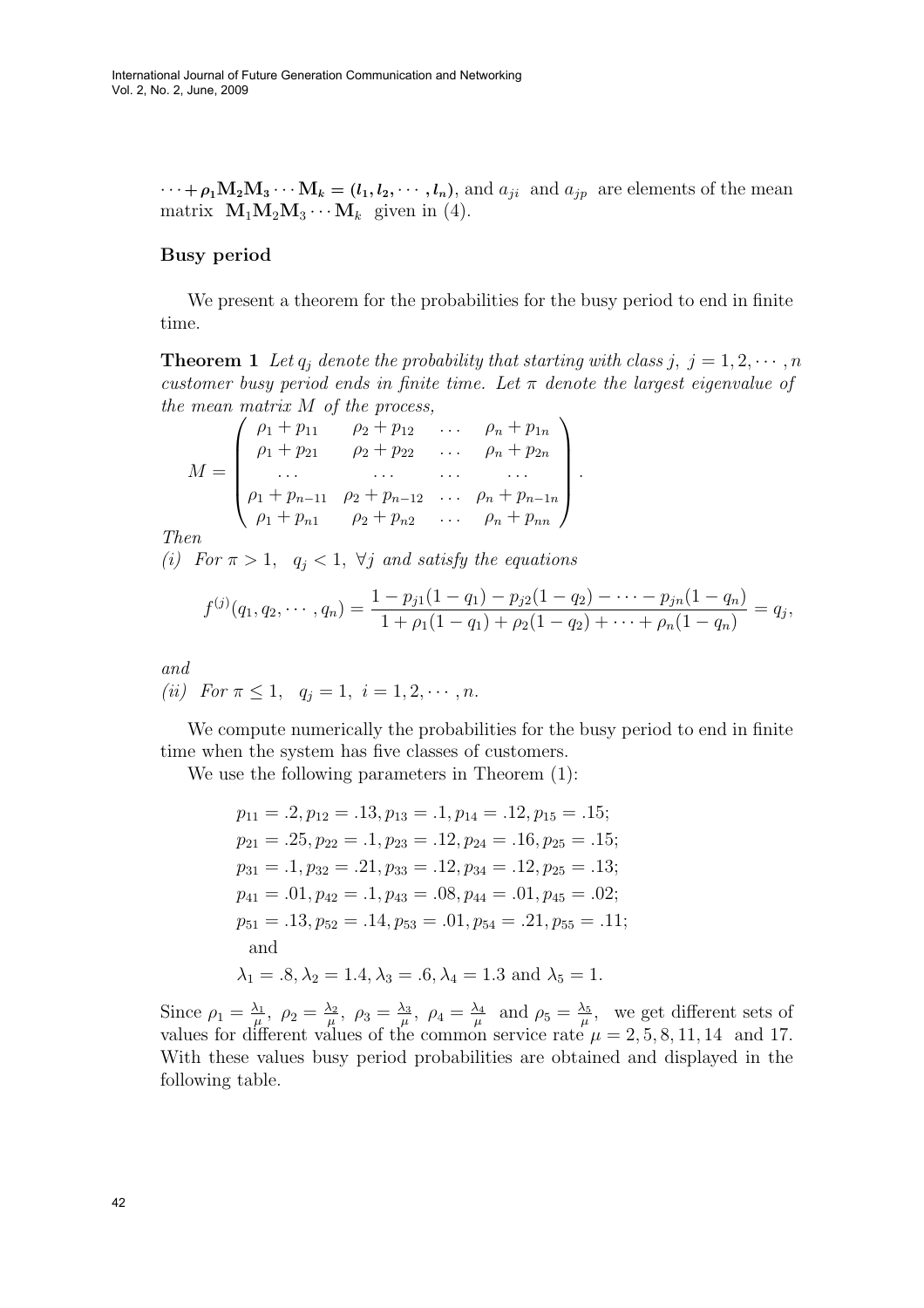$\cdots + \boldsymbol{\rho_1 M_2 M_3 \cdots M_k = (l_1, l_2, \cdots, l_n)}$, and $a_{ji}$ and $a_{jp}$ are elements of the mean matrix $\mathbf{M}_1\mathbf{M}_2\mathbf{M}_3\cdots\mathbf{M}_k$ given in (4).

### Busy period

We present a theorem for the probabilities for the busy period to end in finite time.

**Theorem 1** *Let $q_j$ denote the probability that starting with class $j$, $j = 1, 2, \cdots, n$ customer busy period ends in finite time. Let $\pi$ denote the largest eigenvalue of the mean matrix $M$ of the process,*

$$M = \begin{pmatrix} \rho_1 + p_{11} & \rho_2 + p_{12} & \dots & \rho_n + p_{1n} \\ \rho_1 + p_{21} & \rho_2 + p_{22} & \dots & \rho_n + p_{2n} \\ \dots & \dots & \dots & \dots \\ \rho_1 + p_{n-11} & \rho_2 + p_{n-12} & \dots & \rho_n + p_{n-1n} \\ \rho_1 + p_{n1} & \rho_2 + p_{n2} & \dots & \rho_n + p_{nn} \end{pmatrix}.$$

*Then*

*(i) For $\pi > 1$, $q_j < 1$, $\forall j$ and satisfy the equations*

$$f^{(j)}(q_1, q_2, \cdots, q_n) = \frac{1 - p_{j1}(1-q_1) - p_{j2}(1-q_2) - \cdots - p_{jn}(1-q_n)}{1 + \rho_1(1-q_1) + \rho_2(1-q_2) + \cdots + \rho_n(1-q_n)} = q_j,$$

*and*

*(ii) For $\pi \leq 1$, $q_j = 1$, $i = 1, 2, \cdots, n$.*

We compute numerically the probabilities for the busy period to end in finite time when the system has five classes of customers.

We use the following parameters in Theorem (1):

$p_{11} = .2, p_{12} = .13, p_{13} = .1, p_{14} = .12, p_{15} = .15;$
$p_{21} = .25, p_{22} = .1, p_{23} = .12, p_{24} = .16, p_{25} = .15;$
$p_{31} = .1, p_{32} = .21, p_{33} = .12, p_{34} = .12, p_{25} = .13;$
$p_{41} = .01, p_{42} = .1, p_{43} = .08, p_{44} = .01, p_{45} = .02;$
$p_{51} = .13, p_{52} = .14, p_{53} = .01, p_{54} = .21, p_{55} = .11;$
and
$\lambda_1 = .8, \lambda_2 = 1.4, \lambda_3 = .6, \lambda_4 = 1.3$ and $\lambda_5 = 1.$

Since $\rho_1 = \frac{\lambda_1}{\mu}$, $\rho_2 = \frac{\lambda_2}{\mu}$, $\rho_3 = \frac{\lambda_3}{\mu}$, $\rho_4 = \frac{\lambda_4}{\mu}$ and $\rho_5 = \frac{\lambda_5}{\mu}$, we get different sets of values for different values of the common service rate $\mu = 2, 5, 8, 11, 14$ and 17. With these values busy period probabilities are obtained and displayed in the following table.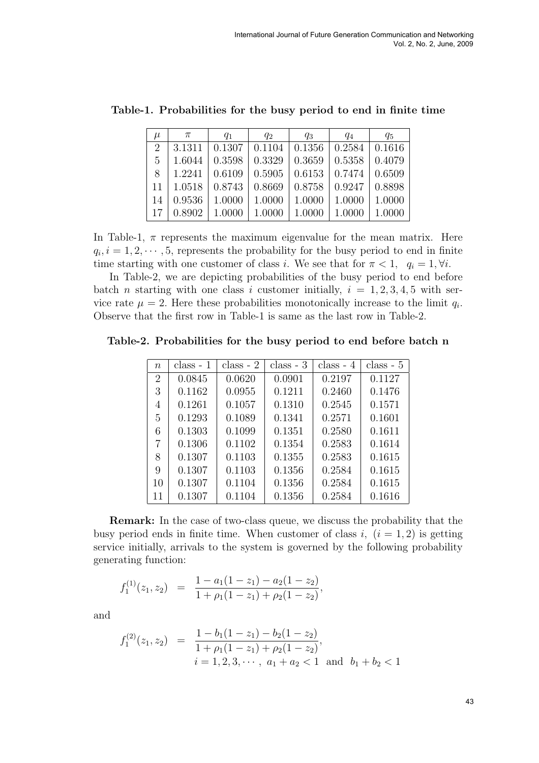**Table-1. Probabilities for the busy period to end in finite time**

| $\mu$ | $\pi$ | $q_1$ | $q_2$ | $q_3$ | $q_4$ | $q_5$ |
|---|---|---|---|---|---|---|
| 2 | 3.1311 | 0.1307 | 0.1104 | 0.1356 | 0.2584 | 0.1616 |
| 5 | 1.6044 | 0.3598 | 0.3329 | 0.3659 | 0.5358 | 0.4079 |
| 8 | 1.2241 | 0.6109 | 0.5905 | 0.6153 | 0.7474 | 0.6509 |
| 11 | 1.0518 | 0.8743 | 0.8669 | 0.8758 | 0.9247 | 0.8898 |
| 14 | 0.9536 | 1.0000 | 1.0000 | 1.0000 | 1.0000 | 1.0000 |
| 17 | 0.8902 | 1.0000 | 1.0000 | 1.0000 | 1.0000 | 1.0000 |

In Table-1, $\pi$ represents the maximum eigenvalue for the mean matrix. Here $q_i, i = 1, 2, \cdots, 5$, represents the probability for the busy period to end in finite time starting with one customer of class $i$. We see that for $\pi < 1, \quad q_i = 1, \forall i$.

In Table-2, we are depicting probabilities of the busy period to end before batch $n$ starting with one class $i$ customer initially, $i = 1, 2, 3, 4, 5$ with service rate $\mu = 2$. Here these probabilities monotonically increase to the limit $q_i$. Observe that the first row in Table-1 is same as the last row in Table-2.

**Table-2. Probabilities for the busy period to end before batch n**

| $n$ | class - 1 | class - 2 | class - 3 | class - 4 | class - 5 |
|---|---|---|---|---|---|
| 2 | 0.0845 | 0.0620 | 0.0901 | 0.2197 | 0.1127 |
| 3 | 0.1162 | 0.0955 | 0.1211 | 0.2460 | 0.1476 |
| 4 | 0.1261 | 0.1057 | 0.1310 | 0.2545 | 0.1571 |
| 5 | 0.1293 | 0.1089 | 0.1341 | 0.2571 | 0.1601 |
| 6 | 0.1303 | 0.1099 | 0.1351 | 0.2580 | 0.1611 |
| 7 | 0.1306 | 0.1102 | 0.1354 | 0.2583 | 0.1614 |
| 8 | 0.1307 | 0.1103 | 0.1355 | 0.2583 | 0.1615 |
| 9 | 0.1307 | 0.1103 | 0.1356 | 0.2584 | 0.1615 |
| 10 | 0.1307 | 0.1104 | 0.1356 | 0.2584 | 0.1615 |
| 11 | 0.1307 | 0.1104 | 0.1356 | 0.2584 | 0.1616 |

**Remark:** In the case of two-class queue, we discuss the probability that the busy period ends in finite time. When customer of class $i$, $(i = 1, 2)$ is getting service initially, arrivals to the system is governed by the following probability generating function:

$$f_1^{(1)}(z_1, z_2) = \frac{1 - a_1(1 - z_1) - a_2(1 - z_2)}{1 + \rho_1(1 - z_1) + \rho_2(1 - z_2)},$$

and

$$f_1^{(2)}(z_1, z_2) = \frac{1 - b_1(1 - z_1) - b_2(1 - z_2)}{1 + \rho_1(1 - z_1) + \rho_2(1 - z_2)},$$
$$i = 1, 2, 3, \cdots, \; a_1 + a_2 < 1 \text{ and } b_1 + b_2 < 1$$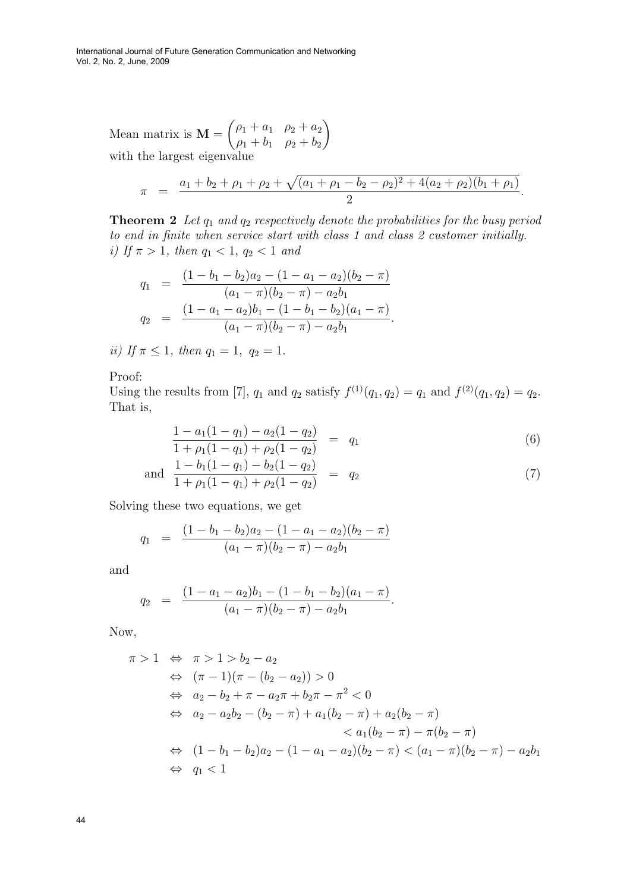Mean matrix is $\mathbf{M} = \begin{pmatrix} \rho_1 + a_1 & \rho_2 + a_2 \\ \rho_1 + b_1 & \rho_2 + b_2 \end{pmatrix}$
with the largest eigenvalue

$$\pi \quad = \quad \frac{a_1 + b_2 + \rho_1 + \rho_2 + \sqrt{(a_1 + \rho_1 - b_2 - \rho_2)^2 + 4(a_2 + \rho_2)(b_1 + \rho_1)}}{2}.$$

**Theorem 2** *Let $q_1$ and $q_2$ respectively denote the probabilities for the busy period to end in finite when service start with class 1 and class 2 customer initially.*
*i) If $\pi > 1$, then $q_1 < 1$, $q_2 < 1$ and*

$$\begin{aligned} q_1 &= \frac{(1 - b_1 - b_2)a_2 - (1 - a_1 - a_2)(b_2 - \pi)}{(a_1 - \pi)(b_2 - \pi) - a_2 b_1} \\ q_2 &= \frac{(1 - a_1 - a_2)b_1 - (1 - b_1 - b_2)(a_1 - \pi)}{(a_1 - \pi)(b_2 - \pi) - a_2 b_1}. \end{aligned}$$

*ii) If $\pi \le 1$, then $q_1 = 1$, $q_2 = 1$.*

Proof:
Using the results from [7], $q_1$ and $q_2$ satisfy $f^{(1)}(q_1, q_2) = q_1$ and $f^{(2)}(q_1, q_2) = q_2$. That is,

$$\frac{1 - a_1(1 - q_1) - a_2(1 - q_2)}{1 + \rho_1(1 - q_1) + \rho_2(1 - q_2)} = q_1 \tag{6}$$

$$\text{and} \quad \frac{1 - b_1(1 - q_1) - b_2(1 - q_2)}{1 + \rho_1(1 - q_1) + \rho_2(1 - q_2)} = q_2 \tag{7}$$

Solving these two equations, we get

$$q_1 = \frac{(1 - b_1 - b_2)a_2 - (1 - a_1 - a_2)(b_2 - \pi)}{(a_1 - \pi)(b_2 - \pi) - a_2 b_1}$$

and

$$q_2 = \frac{(1 - a_1 - a_2)b_1 - (1 - b_1 - b_2)(a_1 - \pi)}{(a_1 - \pi)(b_2 - \pi) - a_2 b_1}.$$

Now,

$$\begin{aligned} \pi > 1 &\Leftrightarrow \pi > 1 > b_2 - a_2 \\ &\Leftrightarrow (\pi - 1)(\pi - (b_2 - a_2)) > 0 \\ &\Leftrightarrow a_2 - b_2 + \pi - a_2\pi + b_2\pi - \pi^2 < 0 \\ &\Leftrightarrow a_2 - a_2 b_2 - (b_2 - \pi) + a_1(b_2 - \pi) + a_2(b_2 - \pi) \\ &\qquad\qquad < a_1(b_2 - \pi) - \pi(b_2 - \pi) \\ &\Leftrightarrow (1 - b_1 - b_2)a_2 - (1 - a_1 - a_2)(b_2 - \pi) < (a_1 - \pi)(b_2 - \pi) - a_2 b_1 \\ &\Leftrightarrow q_1 < 1 \end{aligned}$$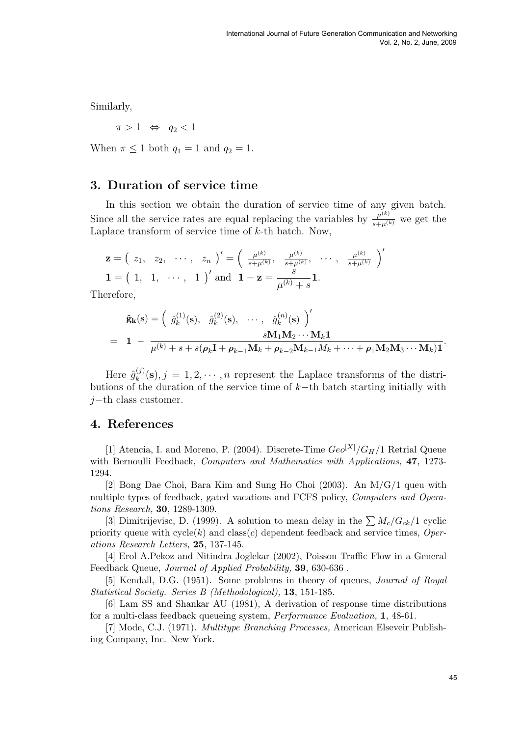Similarly,

$$\pi > 1 \quad \Leftrightarrow \quad q_2 < 1$$

When $\pi \leq 1$ both $q_1 = 1$ and $q_2 = 1$.

## 3. Duration of service time

In this section we obtain the duration of service time of any given batch. Since all the service rates are equal replacing the variables by $\frac{\mu^{(k)}}{s+\mu^{(k)}}$ we get the Laplace transform of service time of $k$-th batch. Now,

$$\mathbf{z} = \begin{pmatrix} z_1, & z_2, & \cdots, & z_n \end{pmatrix}' = \begin{pmatrix} \frac{\mu^{(k)}}{s+\mu^{(k)}}, & \frac{\mu^{(k)}}{s+\mu^{(k)}}, & \cdots, & \frac{\mu^{(k)}}{s+\mu^{(k)}} \end{pmatrix}'$$

$$\mathbf{1} = \begin{pmatrix} 1, & 1, & \cdots, & 1 \end{pmatrix}' \text{ and } \mathbf{1} - \mathbf{z} = \frac{s}{\mu^{(k)} + s}\mathbf{1}.$$

Therefore,

$$\begin{aligned} &\hat{\mathbf{g}}_{\mathbf{k}}(\mathbf{s}) = \begin{pmatrix} \hat{g}_k^{(1)}(\mathbf{s}), & \hat{g}_k^{(2)}(\mathbf{s}), & \cdots, & \hat{g}_k^{(n)}(\mathbf{s}) \end{pmatrix}' \\ = \; &\mathbf{1} \; - \; \frac{s\mathbf{M}_1\mathbf{M}_2\cdots\mathbf{M}_k\mathbf{1}}{\mu^{(k)} + s + s(\boldsymbol{\rho}_k\mathbf{I} + \boldsymbol{\rho}_{k-1}\mathbf{M}_k + \boldsymbol{\rho}_{k-2}\mathbf{M}_{k-1}M_k + \cdots + \boldsymbol{\rho}_1\mathbf{M}_2\mathbf{M}_3\cdots\mathbf{M}_k)\mathbf{1}}. \end{aligned}$$

Here $\hat{g}_k^{(j)}(\mathbf{s}), j = 1, 2, \cdots, n$ represent the Laplace transforms of the distributions of the duration of the service time of $k-$th batch starting initially with $j-$th class customer.

## 4. References

[1] Atencia, I. and Moreno, P. (2004). Discrete-Time $Geo^{[X]}/G_H/1$ Retrial Queue with Bernoulli Feedback, *Computers and Mathematics with Applications,* **47**, 1273-1294.

[2] Bong Dae Choi, Bara Kim and Sung Ho Choi (2003). An M/G/1 queu with multiple types of feedback, gated vacations and FCFS policy, *Computers and Operations Research,* **30**, 1289-1309.

[3] Dimitrijevisc, D. (1999). A solution to mean delay in the $\sum M_c/G_{ck}/1$ cyclic priority queue with cycle($k$) and class($c$) dependent feedback and service times, *Operations Research Letters,* **25**, 137-145.

[4] Erol A.Pekoz and Nitindra Joglekar (2002), Poisson Traffic Flow in a General Feedback Queue, *Journal of Applied Probability,* **39**, 630-636 .

[5] Kendall, D.G. (1951). Some problems in theory of queues, *Journal of Royal Statistical Society. Series B (Methodological),* **13**, 151-185.

[6] Lam SS and Shankar AU (1981), A derivation of response time distributions for a multi-class feedback queueing system, *Performance Evaluation,* **1**, 48-61.

[7] Mode, C.J. (1971). *Multitype Branching Processes,* American Elseveir Publishing Company, Inc. New York.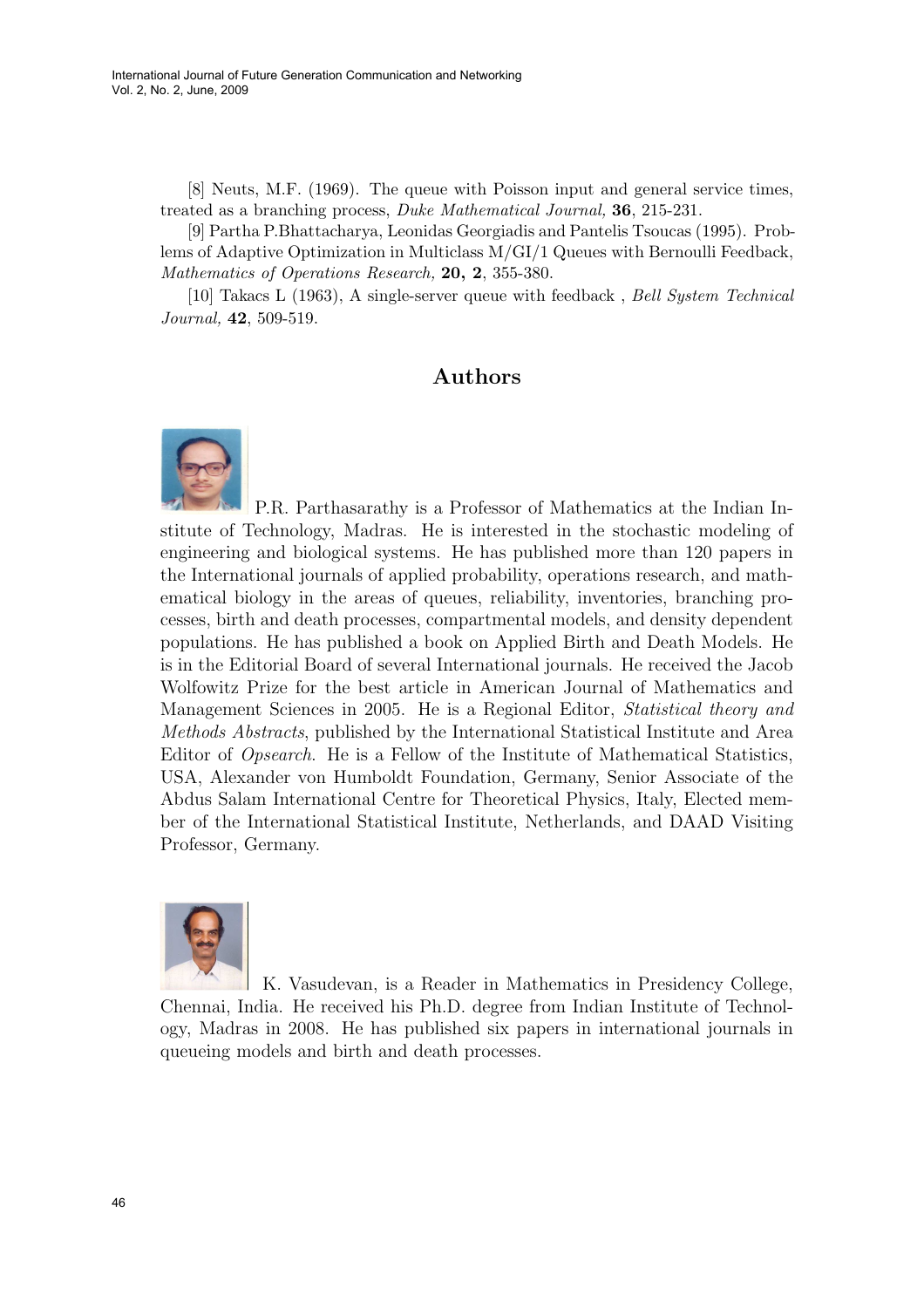[8] Neuts, M.F. (1969). The queue with Poisson input and general service times, treated as a branching process, *Duke Mathematical Journal,* **36**, 215-231.

[9] Partha P.Bhattacharya, Leonidas Georgiadis and Pantelis Tsoucas (1995). Problems of Adaptive Optimization in Multiclass M/GI/1 Queues with Bernoulli Feedback, *Mathematics of Operations Research,* **20, 2**, 355-380.

[10] Takacs L (1963), A single-server queue with feedback , *Bell System Technical Journal,* **42**, 509-519.

## Authors

P.R. Parthasarathy is a Professor of Mathematics at the Indian Institute of Technology, Madras. He is interested in the stochastic modeling of engineering and biological systems. He has published more than 120 papers in the International journals of applied probability, operations research, and mathematical biology in the areas of queues, reliability, inventories, branching processes, birth and death processes, compartmental models, and density dependent populations. He has published a book on Applied Birth and Death Models. He is in the Editorial Board of several International journals. He received the Jacob Wolfowitz Prize for the best article in American Journal of Mathematics and Management Sciences in 2005. He is a Regional Editor, *Statistical theory and Methods Abstracts*, published by the International Statistical Institute and Area Editor of *Opsearch*. He is a Fellow of the Institute of Mathematical Statistics, USA, Alexander von Humboldt Foundation, Germany, Senior Associate of the Abdus Salam International Centre for Theoretical Physics, Italy, Elected member of the International Statistical Institute, Netherlands, and DAAD Visiting Professor, Germany.

K. Vasudevan, is a Reader in Mathematics in Presidency College, Chennai, India. He received his Ph.D. degree from Indian Institute of Technology, Madras in 2008. He has published six papers in international journals in queueing models and birth and death processes.